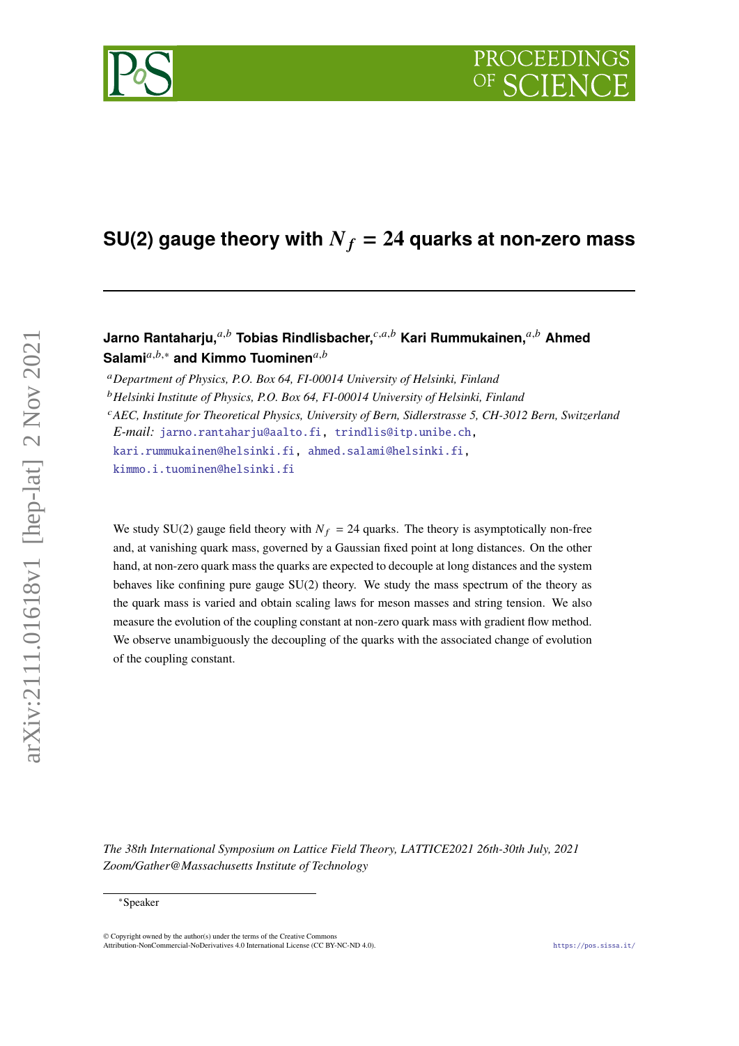# SU(2) gauge theory with $N_f = 24$ quarks at non-zero mass

**Jarno Rantaharju,**[a,b] **Tobias Rindlisbacher,**[c,a,b] **Kari Rummukainen,**[a,b] **Ahmed Salami**[a,b,*] **and Kimmo Tuominen**[a,b]

[a] *Department of Physics, P.O. Box 64, FI-00014 University of Helsinki, Finland*

[b] *Helsinki Institute of Physics, P.O. Box 64, FI-00014 University of Helsinki, Finland*

[c] *AEC, Institute for Theoretical Physics, University of Bern, Sidlerstrasse 5, CH-3012 Bern, Switzerland*

*E-mail:* jarno.rantaharju@aalto.fi, trindlis@itp.unibe.ch, kari.rummukainen@helsinki.fi, ahmed.salami@helsinki.fi, kimmo.i.tuominen@helsinki.fi

We study SU(2) gauge field theory with $N_f = 24$ quarks. The theory is asymptotically non-free and, at vanishing quark mass, governed by a Gaussian fixed point at long distances. On the other hand, at non-zero quark mass the quarks are expected to decouple at long distances and the system behaves like confining pure gauge SU(2) theory. We study the mass spectrum of the theory as the quark mass is varied and obtain scaling laws for meson masses and string tension. We also measure the evolution of the coupling constant at non-zero quark mass with gradient flow method. We observe unambiguously the decoupling of the quarks with the associated change of evolution of the coupling constant.

*The 38th International Symposium on Lattice Field Theory, LATTICE2021 26th-30th July, 2021 Zoom/Gather@Massachusetts Institute of Technology*

[*] Speaker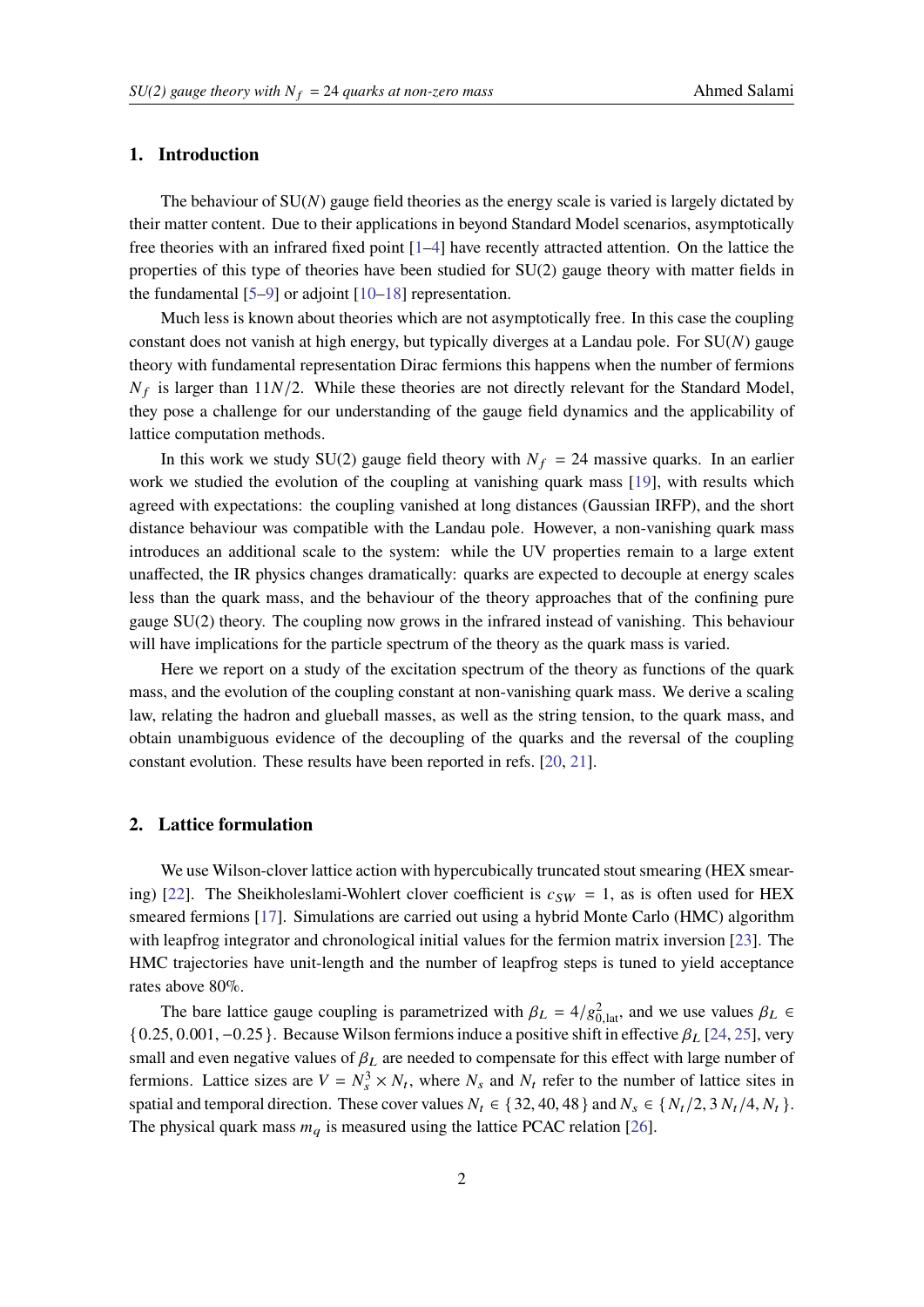## 1. Introduction

The behaviour of SU($N$) gauge field theories as the energy scale is varied is largely dictated by their matter content. Due to their applications in beyond Standard Model scenarios, asymptotically free theories with an infrared fixed point [1–4] have recently attracted attention. On the lattice the properties of this type of theories have been studied for SU(2) gauge theory with matter fields in the fundamental [5–9] or adjoint [10–18] representation.

Much less is known about theories which are not asymptotically free. In this case the coupling constant does not vanish at high energy, but typically diverges at a Landau pole. For SU($N$) gauge theory with fundamental representation Dirac fermions this happens when the number of fermions $N_f$ is larger than $11N/2$. While these theories are not directly relevant for the Standard Model, they pose a challenge for our understanding of the gauge field dynamics and the applicability of lattice computation methods.

In this work we study SU(2) gauge field theory with $N_f = 24$ massive quarks. In an earlier work we studied the evolution of the coupling at vanishing quark mass [19], with results which agreed with expectations: the coupling vanished at long distances (Gaussian IRFP), and the short distance behaviour was compatible with the Landau pole. However, a non-vanishing quark mass introduces an additional scale to the system: while the UV properties remain to a large extent unaffected, the IR physics changes dramatically: quarks are expected to decouple at energy scales less than the quark mass, and the behaviour of the theory approaches that of the confining pure gauge SU(2) theory. The coupling now grows in the infrared instead of vanishing. This behaviour will have implications for the particle spectrum of the theory as the quark mass is varied.

Here we report on a study of the excitation spectrum of the theory as functions of the quark mass, and the evolution of the coupling constant at non-vanishing quark mass. We derive a scaling law, relating the hadron and glueball masses, as well as the string tension, to the quark mass, and obtain unambiguous evidence of the decoupling of the quarks and the reversal of the coupling constant evolution. These results have been reported in refs. [20, 21].

## 2. Lattice formulation

We use Wilson-clover lattice action with hypercubically truncated stout smearing (HEX smearing) [22]. The Sheikholeslami-Wohlert clover coefficient is $c_{SW} = 1$, as is often used for HEX smeared fermions [17]. Simulations are carried out using a hybrid Monte Carlo (HMC) algorithm with leapfrog integrator and chronological initial values for the fermion matrix inversion [23]. The HMC trajectories have unit-length and the number of leapfrog steps is tuned to yield acceptance rates above 80%.

The bare lattice gauge coupling is parametrized with $\beta_L = 4/g^2_{0,\mathrm{lat}}$, and we use values $\beta_L \in \{0.25, 0.001, -0.25\}$. Because Wilson fermions induce a positive shift in effective $\beta_L$ [24, 25], very small and even negative values of $\beta_L$ are needed to compensate for this effect with large number of fermions. Lattice sizes are $V = N_s^3 \times N_t$, where $N_s$ and $N_t$ refer to the number of lattice sites in spatial and temporal direction. These cover values $N_t \in \{32, 40, 48\}$ and $N_s \in \{N_t/2, 3\,N_t/4, N_t\}$. The physical quark mass $m_q$ is measured using the lattice PCAC relation [26].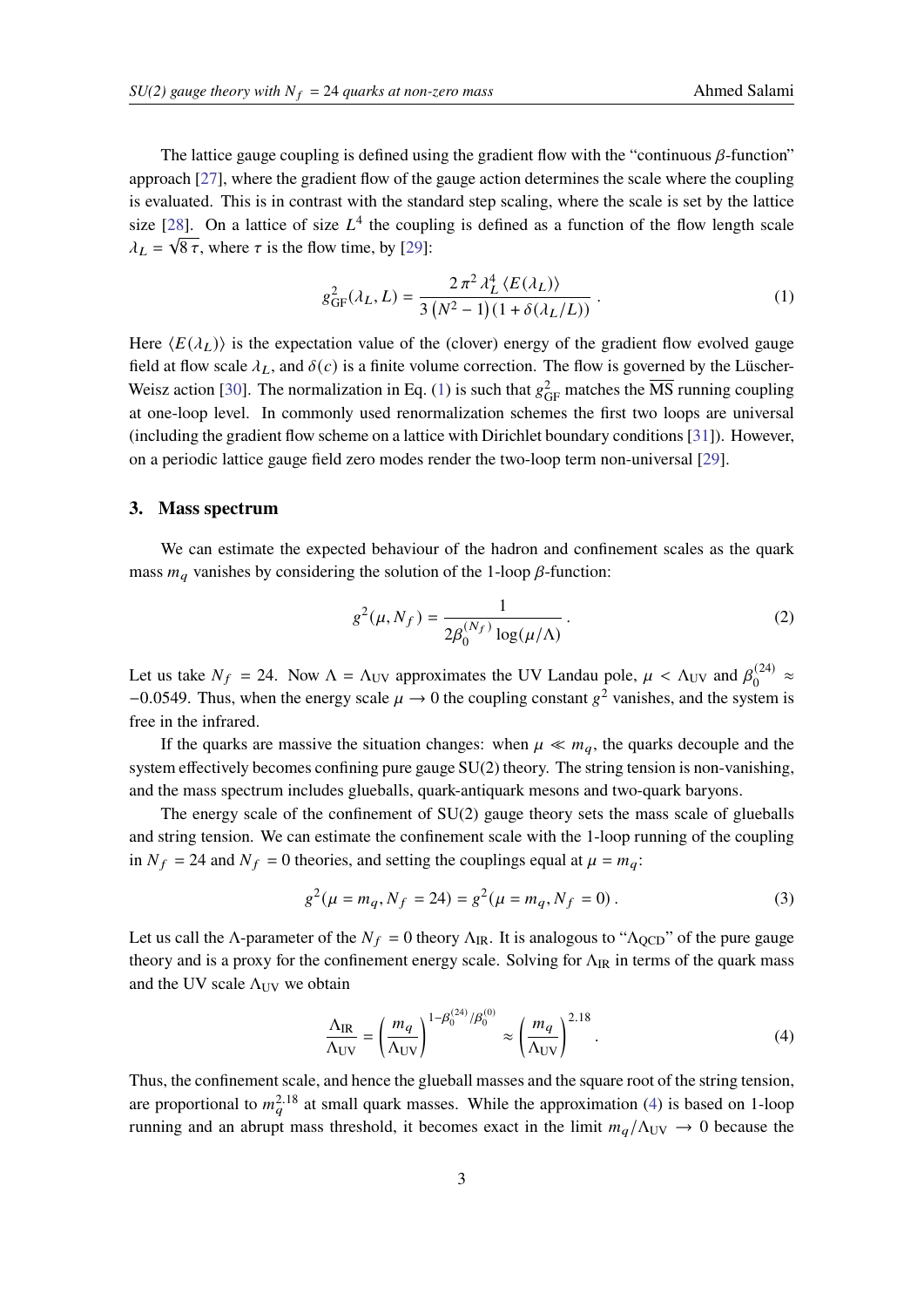The lattice gauge coupling is defined using the gradient flow with the "continuous $\beta$-function" approach [27], where the gradient flow of the gauge action determines the scale where the coupling is evaluated. This is in contrast with the standard step scaling, where the scale is set by the lattice size [28]. On a lattice of size $L^4$ the coupling is defined as a function of the flow length scale $\lambda_L = \sqrt{8\,\tau}$, where $\tau$ is the flow time, by [29]:

$$g^2_{\rm GF}(\lambda_L, L) = \frac{2\,\pi^2\,\lambda_L^4\,\langle E(\lambda_L)\rangle}{3\left(N^2-1\right)\left(1+\delta(\lambda_L/L)\right)}\,. \tag{1}$$

Here $\langle E(\lambda_L)\rangle$ is the expectation value of the (clover) energy of the gradient flow evolved gauge field at flow scale $\lambda_L$, and $\delta(c)$ is a finite volume correction. The flow is governed by the Lüscher-Weisz action [30]. The normalization in Eq. (1) is such that $g^2_{\rm GF}$ matches the $\overline{\rm MS}$ running coupling at one-loop level. In commonly used renormalization schemes the first two loops are universal (including the gradient flow scheme on a lattice with Dirichlet boundary conditions [31]). However, on a periodic lattice gauge field zero modes render the two-loop term non-universal [29].

## 3. Mass spectrum

We can estimate the expected behaviour of the hadron and confinement scales as the quark mass $m_q$ vanishes by considering the solution of the 1-loop $\beta$-function:

$$g^2(\mu, N_f) = \frac{1}{2\beta_0^{(N_f)}\log(\mu/\Lambda)}\,. \tag{2}$$

Let us take $N_f = 24$. Now $\Lambda = \Lambda_{\rm UV}$ approximates the UV Landau pole, $\mu < \Lambda_{\rm UV}$ and $\beta_0^{(24)} \approx -0.0549$. Thus, when the energy scale $\mu \to 0$ the coupling constant $g^2$ vanishes, and the system is free in the infrared.

If the quarks are massive the situation changes: when $\mu \ll m_q$, the quarks decouple and the system effectively becomes confining pure gauge SU(2) theory. The string tension is non-vanishing, and the mass spectrum includes glueballs, quark-antiquark mesons and two-quark baryons.

The energy scale of the confinement of SU(2) gauge theory sets the mass scale of glueballs and string tension. We can estimate the confinement scale with the 1-loop running of the coupling in $N_f = 24$ and $N_f = 0$ theories, and setting the couplings equal at $\mu = m_q$:

$$g^2(\mu = m_q, N_f = 24) = g^2(\mu = m_q, N_f = 0)\,. \tag{3}$$

Let us call the $\Lambda$-parameter of the $N_f = 0$ theory $\Lambda_{\rm IR}$. It is analogous to "$\Lambda_{\rm QCD}$" of the pure gauge theory and is a proxy for the confinement energy scale. Solving for $\Lambda_{\rm IR}$ in terms of the quark mass and the UV scale $\Lambda_{\rm UV}$ we obtain

$$\frac{\Lambda_{\rm IR}}{\Lambda_{\rm UV}} = \left(\frac{m_q}{\Lambda_{\rm UV}}\right)^{1-\beta_0^{(24)}/\beta_0^{(0)}} \approx \left(\frac{m_q}{\Lambda_{\rm UV}}\right)^{2.18}\,. \tag{4}$$

Thus, the confinement scale, and hence the glueball masses and the square root of the string tension, are proportional to $m_q^{2.18}$ at small quark masses. While the approximation (4) is based on 1-loop running and an abrupt mass threshold, it becomes exact in the limit $m_q/\Lambda_{\rm UV} \to 0$ because the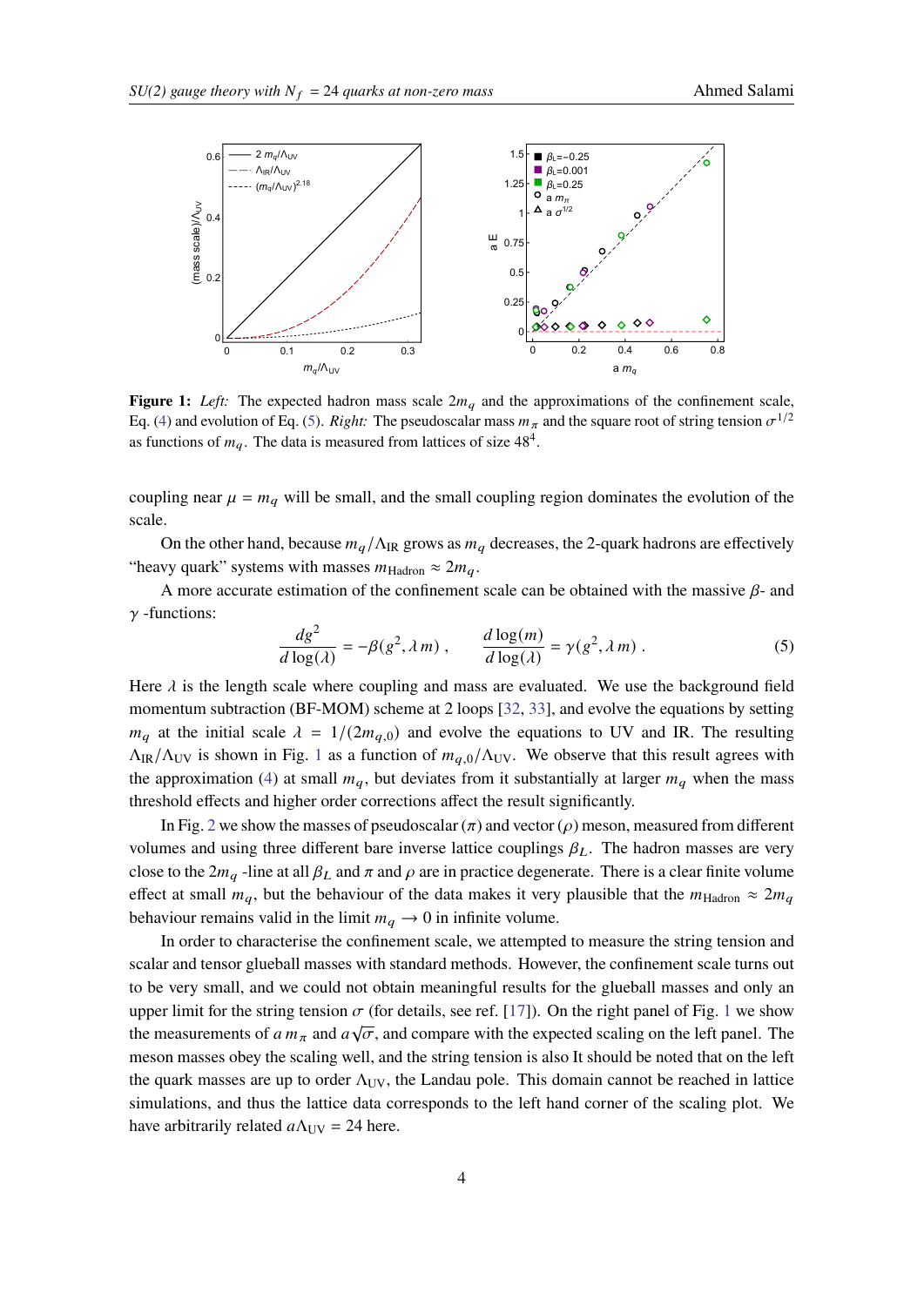**Figure 1:** *Left:* The expected hadron mass scale $2m_q$ and the approximations of the confinement scale, Eq. (4) and evolution of Eq. (5). *Right:* The pseudoscalar mass $m_\pi$ and the square root of string tension $\sigma^{1/2}$ as functions of $m_q$. The data is measured from lattices of size $48^4$.

coupling near $\mu = m_q$ will be small, and the small coupling region dominates the evolution of the scale.

On the other hand, because $m_q/\Lambda_{\rm IR}$ grows as $m_q$ decreases, the 2-quark hadrons are effectively "heavy quark" systems with masses $m_{\rm Hadron} \approx 2m_q$.

A more accurate estimation of the confinement scale can be obtained with the massive $\beta$- and $\gamma$ -functions:

$$\frac{dg^2}{d\log(\lambda)} = -\beta(g^2, \lambda\, m)\;, \qquad \frac{d\log(m)}{d\log(\lambda)} = \gamma(g^2, \lambda\, m)\;. \tag{5}$$

Here $\lambda$ is the length scale where coupling and mass are evaluated. We use the background field momentum subtraction (BF-MOM) scheme at 2 loops [32, 33], and evolve the equations by setting $m_q$ at the initial scale $\lambda = 1/(2m_{q,0})$ and evolve the equations to UV and IR. The resulting $\Lambda_{\rm IR}/\Lambda_{\rm UV}$ is shown in Fig. 1 as a function of $m_{q,0}/\Lambda_{\rm UV}$. We observe that this result agrees with the approximation (4) at small $m_q$, but deviates from it substantially at larger $m_q$ when the mass threshold effects and higher order corrections affect the result significantly.

In Fig. 2 we show the masses of pseudoscalar ($\pi$) and vector ($\rho$) meson, measured from different volumes and using three different bare inverse lattice couplings $\beta_L$. The hadron masses are very close to the $2m_q$ -line at all $\beta_L$ and $\pi$ and $\rho$ are in practice degenerate. There is a clear finite volume effect at small $m_q$, but the behaviour of the data makes it very plausible that the $m_{\rm Hadron} \approx 2m_q$ behaviour remains valid in the limit $m_q \to 0$ in infinite volume.

In order to characterise the confinement scale, we attempted to measure the string tension and scalar and tensor glueball masses with standard methods. However, the confinement scale turns out to be very small, and we could not obtain meaningful results for the glueball masses and only an upper limit for the string tension $\sigma$ (for details, see ref. [17]). On the right panel of Fig. 1 we show the measurements of $a\,m_\pi$ and $a\sqrt{\sigma}$, and compare with the expected scaling on the left panel. The meson masses obey the scaling well, and the string tension is also It should be noted that on the left the quark masses are up to order $\Lambda_{\rm UV}$, the Landau pole. This domain cannot be reached in lattice simulations, and thus the lattice data corresponds to the left hand corner of the scaling plot. We have arbitrarily related $a\Lambda_{\rm UV} = 24$ here.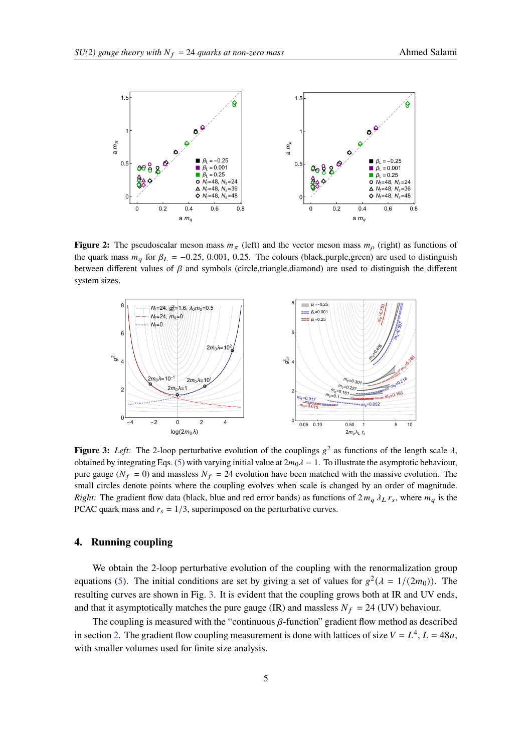**Figure 2:** The pseudoscalar meson mass $m_\pi$ (left) and the vector meson mass $m_\rho$ (right) as functions of the quark mass $m_q$ for $\beta_L = -0.25$, 0.001, 0.25. The colours (black,purple,green) are used to distinguish between different values of $\beta$ and symbols (circle,triangle,diamond) are used to distinguish the different system sizes.

**Figure 3:** *Left:* The 2-loop perturbative evolution of the couplings $g^2$ as functions of the length scale $\lambda$, obtained by integrating Eqs. (5) with varying initial value at $2m_0\lambda = 1$. To illustrate the asymptotic behaviour, pure gauge ($N_f = 0$) and massless $N_f = 24$ evolution have been matched with the massive evolution. The small circles denote points where the coupling evolves when scale is changed by an order of magnitude. *Right:* The gradient flow data (black, blue and red error bands) as functions of $2m_q\lambda_L r_s$, where $m_q$ is the PCAC quark mass and $r_s = 1/3$, superimposed on the perturbative curves.

## 4. Running coupling

We obtain the 2-loop perturbative evolution of the coupling with the renormalization group equations (5). The initial conditions are set by giving a set of values for $g^2(\lambda = 1/(2m_0))$. The resulting curves are shown in Fig. 3. It is evident that the coupling grows both at IR and UV ends, and that it asymptotically matches the pure gauge (IR) and massless $N_f = 24$ (UV) behaviour.

The coupling is measured with the "continuous $\beta$-function" gradient flow method as described in section 2. The gradient flow coupling measurement is done with lattices of size $V = L^4$, $L = 48a$, with smaller volumes used for finite size analysis.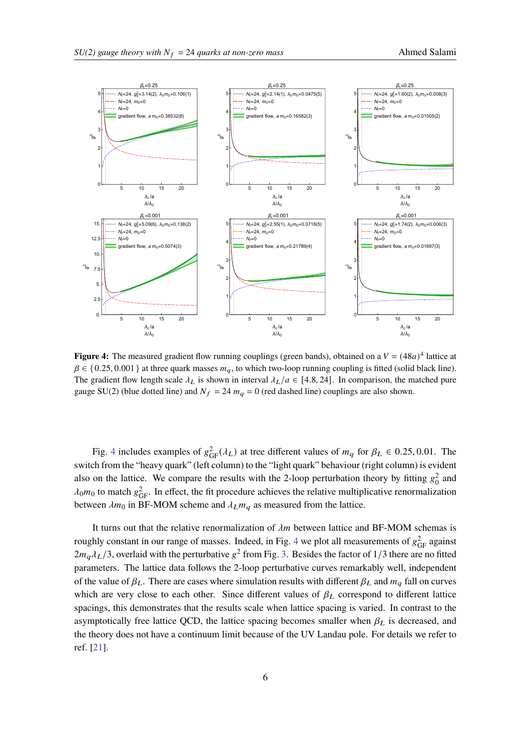**Figure 4:** The measured gradient flow running couplings (green bands), obtained on a $V = (48a)^4$ lattice at $\beta \in \{0.25, 0.001\}$ at three quark masses $m_q$, to which two-loop running coupling is fitted (solid black line). The gradient flow length scale $\lambda_L$ is shown in interval $\lambda_L/a \in [4.8, 24]$. In comparison, the matched pure gauge SU(2) (blue dotted line) and $N_f = 24$ $m_q = 0$ (red dashed line) couplings are also shown.

Fig. 4 includes examples of $g^2_{\rm GF}(\lambda_L)$ at tree different values of $m_q$ for $\beta_L \in 0.25, 0.01$. The switch from the "heavy quark" (left column) to the "light quark" behaviour (right column) is evident also on the lattice. We compare the results with the 2-loop perturbation theory by fitting $g_0^2$ and $\lambda_0 m_0$ to match $g^2_{\rm GF}$. In effect, the fit procedure achieves the relative multiplicative renormalization between $\lambda m_0$ in BF-MOM scheme and $\lambda_L m_q$ as measured from the lattice.

It turns out that the relative renormalization of $\lambda m$ between lattice and BF-MOM schemas is roughly constant in our range of masses. Indeed, in Fig. 4 we plot all measurements of $g^2_{\rm GF}$ against $2 m_q \lambda_L / 3$, overlaid with the perturbative $g^2$ from Fig. 3. Besides the factor of $1/3$ there are no fitted parameters. The lattice data follows the 2-loop perturbative curves remarkably well, independent of the value of $\beta_L$. There are cases where simulation results with different $\beta_L$ and $m_q$ fall on curves which are very close to each other. Since different values of $\beta_L$ correspond to different lattice spacings, this demonstrates that the results scale when lattice spacing is varied. In contrast to the asymptotically free lattice QCD, the lattice spacing becomes smaller when $\beta_L$ is decreased, and the theory does not have a continuum limit because of the UV Landau pole. For details we refer to ref. [21].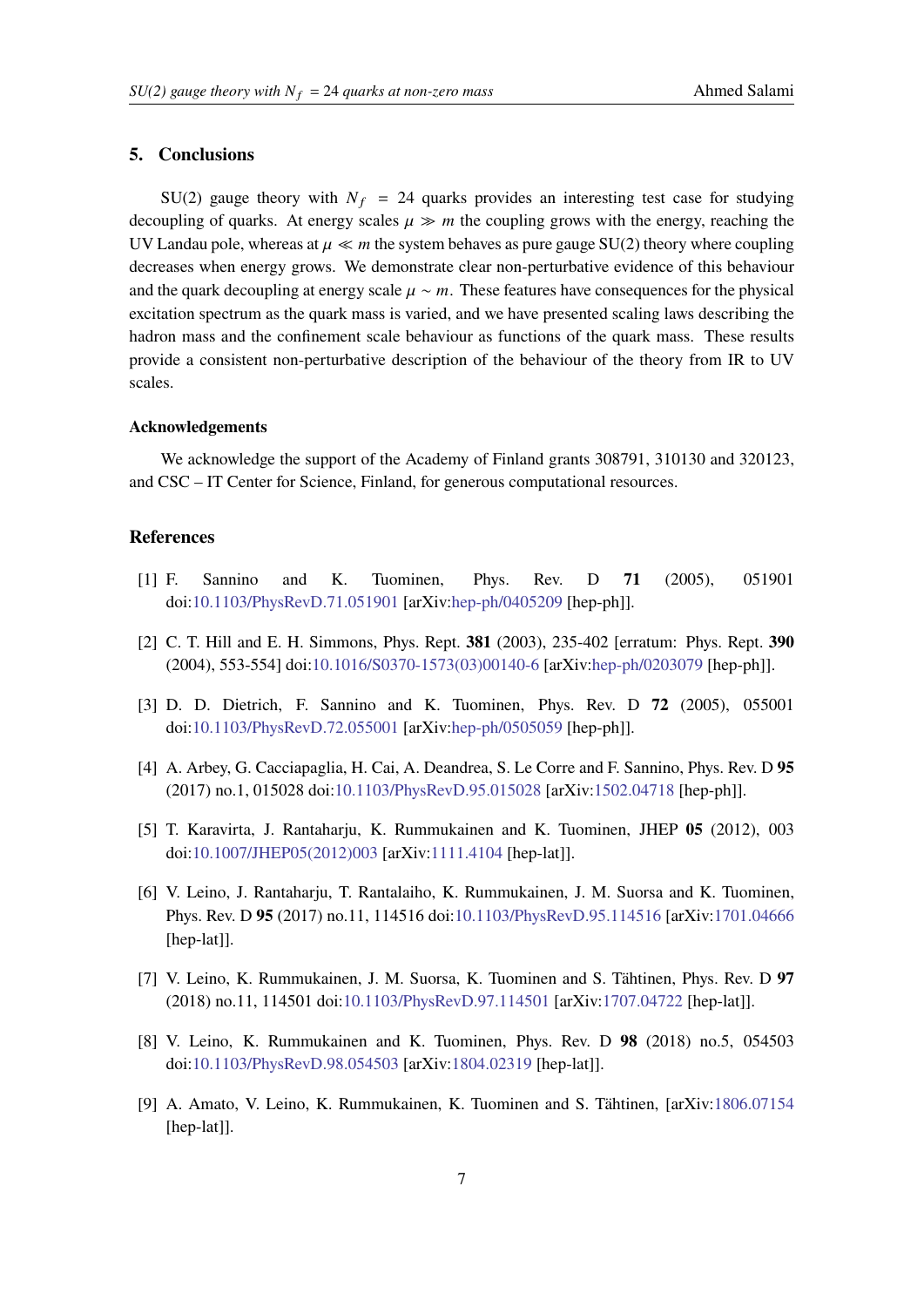## 5. Conclusions

SU(2) gauge theory with $N_f = 24$ quarks provides an interesting test case for studying decoupling of quarks. At energy scales $\mu \gg m$ the coupling grows with the energy, reaching the UV Landau pole, whereas at $\mu \ll m$ the system behaves as pure gauge SU(2) theory where coupling decreases when energy grows. We demonstrate clear non-perturbative evidence of this behaviour and the quark decoupling at energy scale $\mu \sim m$. These features have consequences for the physical excitation spectrum as the quark mass is varied, and we have presented scaling laws describing the hadron mass and the confinement scale behaviour as functions of the quark mass. These results provide a consistent non-perturbative description of the behaviour of the theory from IR to UV scales.

### Acknowledgements

We acknowledge the support of the Academy of Finland grants 308791, 310130 and 320123, and CSC – IT Center for Science, Finland, for generous computational resources.

## References

[1] F. Sannino and K. Tuominen, Phys. Rev. D **71** (2005), 051901 doi:10.1103/PhysRevD.71.051901 [arXiv:hep-ph/0405209 [hep-ph]].

[2] C. T. Hill and E. H. Simmons, Phys. Rept. **381** (2003), 235-402 [erratum: Phys. Rept. **390** (2004), 553-554] doi:10.1016/S0370-1573(03)00140-6 [arXiv:hep-ph/0203079 [hep-ph]].

[3] D. D. Dietrich, F. Sannino and K. Tuominen, Phys. Rev. D **72** (2005), 055001 doi:10.1103/PhysRevD.72.055001 [arXiv:hep-ph/0505059 [hep-ph]].

[4] A. Arbey, G. Cacciapaglia, H. Cai, A. Deandrea, S. Le Corre and F. Sannino, Phys. Rev. D **95** (2017) no.1, 015028 doi:10.1103/PhysRevD.95.015028 [arXiv:1502.04718 [hep-ph]].

[5] T. Karavirta, J. Rantaharju, K. Rummukainen and K. Tuominen, JHEP **05** (2012), 003 doi:10.1007/JHEP05(2012)003 [arXiv:1111.4104 [hep-lat]].

[6] V. Leino, J. Rantaharju, T. Rantalaiho, K. Rummukainen, J. M. Suorsa and K. Tuominen, Phys. Rev. D **95** (2017) no.11, 114516 doi:10.1103/PhysRevD.95.114516 [arXiv:1701.04666 [hep-lat]].

[7] V. Leino, K. Rummukainen, J. M. Suorsa, K. Tuominen and S. Tähtinen, Phys. Rev. D **97** (2018) no.11, 114501 doi:10.1103/PhysRevD.97.114501 [arXiv:1707.04722 [hep-lat]].

[8] V. Leino, K. Rummukainen and K. Tuominen, Phys. Rev. D **98** (2018) no.5, 054503 doi:10.1103/PhysRevD.98.054503 [arXiv:1804.02319 [hep-lat]].

[9] A. Amato, V. Leino, K. Rummukainen, K. Tuominen and S. Tähtinen, [arXiv:1806.07154 [hep-lat]].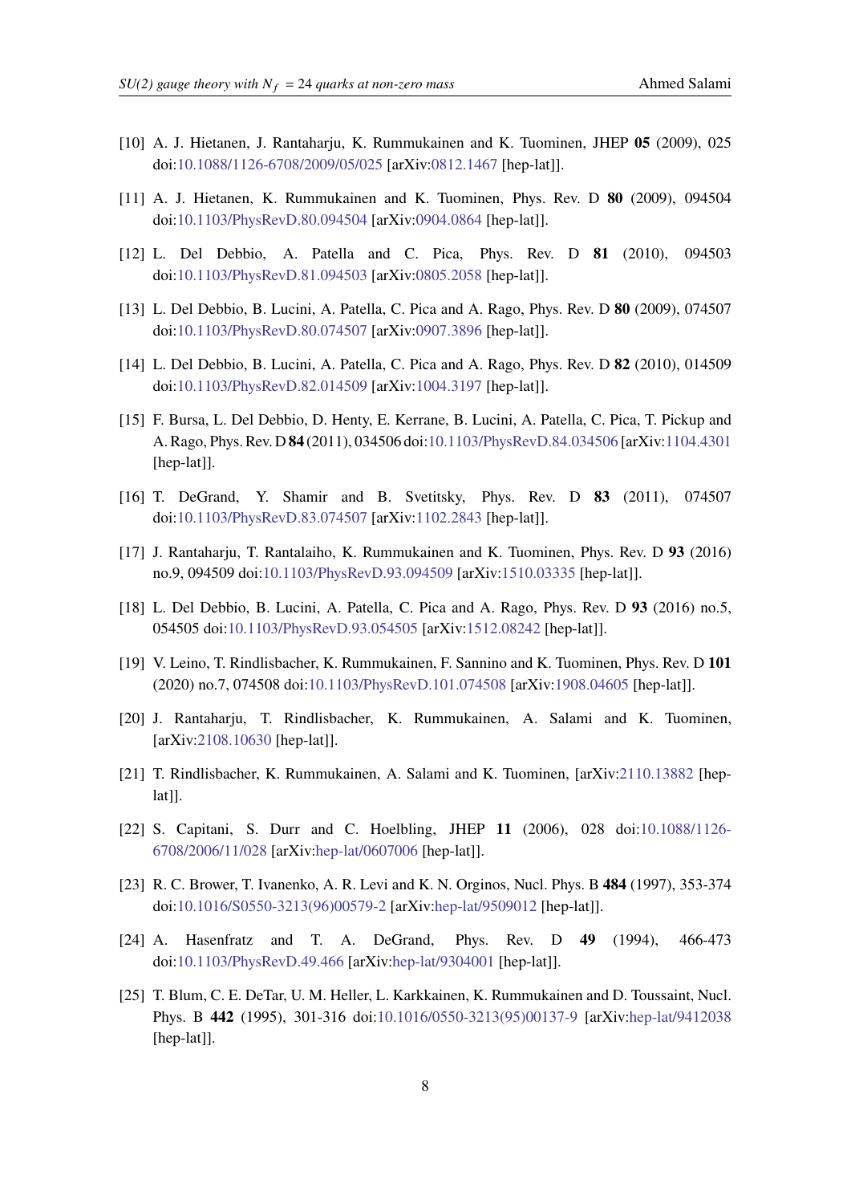[10] A. J. Hietanen, J. Rantaharju, K. Rummukainen and K. Tuominen, JHEP **05** (2009), 025 doi:10.1088/1126-6708/2009/05/025 [arXiv:0812.1467 [hep-lat]].

[11] A. J. Hietanen, K. Rummukainen and K. Tuominen, Phys. Rev. D **80** (2009), 094504 doi:10.1103/PhysRevD.80.094504 [arXiv:0904.0864 [hep-lat]].

[12] L. Del Debbio, A. Patella and C. Pica, Phys. Rev. D **81** (2010), 094503 doi:10.1103/PhysRevD.81.094503 [arXiv:0805.2058 [hep-lat]].

[13] L. Del Debbio, B. Lucini, A. Patella, C. Pica and A. Rago, Phys. Rev. D **80** (2009), 074507 doi:10.1103/PhysRevD.80.074507 [arXiv:0907.3896 [hep-lat]].

[14] L. Del Debbio, B. Lucini, A. Patella, C. Pica and A. Rago, Phys. Rev. D **82** (2010), 014509 doi:10.1103/PhysRevD.82.014509 [arXiv:1004.3197 [hep-lat]].

[15] F. Bursa, L. Del Debbio, D. Henty, E. Kerrane, B. Lucini, A. Patella, C. Pica, T. Pickup and A. Rago, Phys. Rev. D **84** (2011), 034506 doi:10.1103/PhysRevD.84.034506 [arXiv:1104.4301 [hep-lat]].

[16] T. DeGrand, Y. Shamir and B. Svetitsky, Phys. Rev. D **83** (2011), 074507 doi:10.1103/PhysRevD.83.074507 [arXiv:1102.2843 [hep-lat]].

[17] J. Rantaharju, T. Rantalaiho, K. Rummukainen and K. Tuominen, Phys. Rev. D **93** (2016) no.9, 094509 doi:10.1103/PhysRevD.93.094509 [arXiv:1510.03335 [hep-lat]].

[18] L. Del Debbio, B. Lucini, A. Patella, C. Pica and A. Rago, Phys. Rev. D **93** (2016) no.5, 054505 doi:10.1103/PhysRevD.93.054505 [arXiv:1512.08242 [hep-lat]].

[19] V. Leino, T. Rindlisbacher, K. Rummukainen, F. Sannino and K. Tuominen, Phys. Rev. D **101** (2020) no.7, 074508 doi:10.1103/PhysRevD.101.074508 [arXiv:1908.04605 [hep-lat]].

[20] J. Rantaharju, T. Rindlisbacher, K. Rummukainen, A. Salami and K. Tuominen, [arXiv:2108.10630 [hep-lat]].

[21] T. Rindlisbacher, K. Rummukainen, A. Salami and K. Tuominen, [arXiv:2110.13882 [hep-lat]].

[22] S. Capitani, S. Durr and C. Hoelbling, JHEP **11** (2006), 028 doi:10.1088/1126-6708/2006/11/028 [arXiv:hep-lat/0607006 [hep-lat]].

[23] R. C. Brower, T. Ivanenko, A. R. Levi and K. N. Orginos, Nucl. Phys. B **484** (1997), 353-374 doi:10.1016/S0550-3213(96)00579-2 [arXiv:hep-lat/9509012 [hep-lat]].

[24] A. Hasenfratz and T. A. DeGrand, Phys. Rev. D **49** (1994), 466-473 doi:10.1103/PhysRevD.49.466 [arXiv:hep-lat/9304001 [hep-lat]].

[25] T. Blum, C. E. DeTar, U. M. Heller, L. Karkkainen, K. Rummukainen and D. Toussaint, Nucl. Phys. B **442** (1995), 301-316 doi:10.1016/0550-3213(95)00137-9 [arXiv:hep-lat/9412038 [hep-lat]].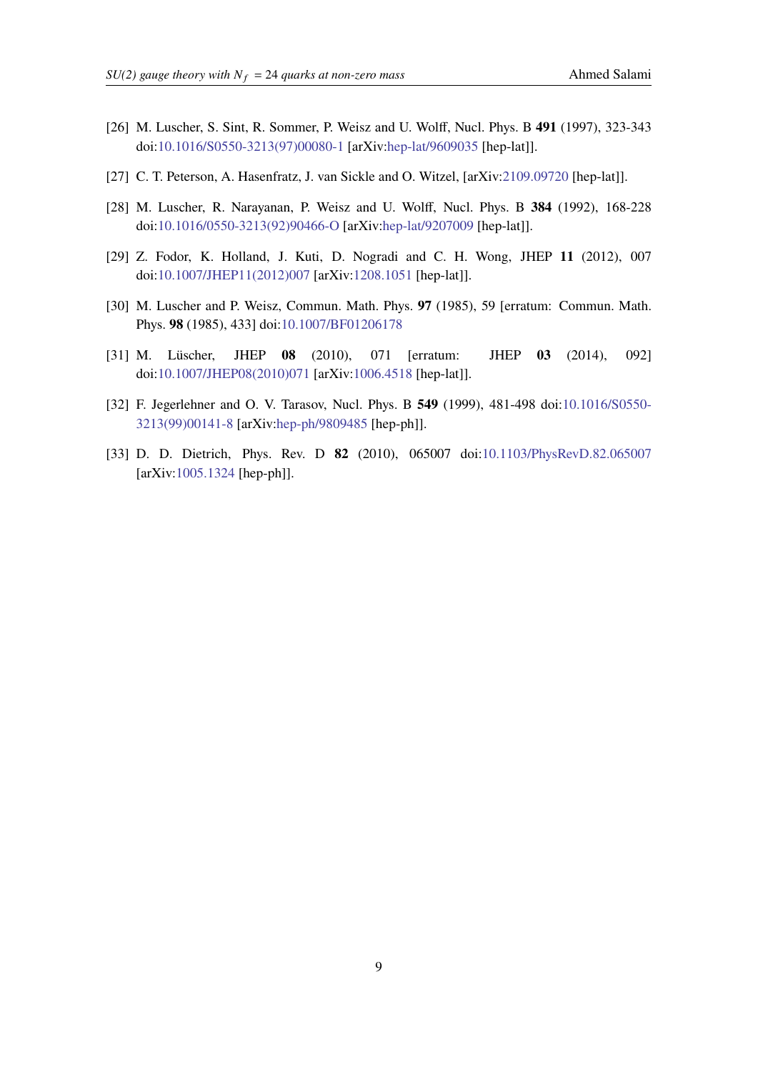[26] M. Luscher, S. Sint, R. Sommer, P. Weisz and U. Wolff, Nucl. Phys. B **491** (1997), 323-343 doi:10.1016/S0550-3213(97)00080-1 [arXiv:hep-lat/9609035 [hep-lat]].

[27] C. T. Peterson, A. Hasenfratz, J. van Sickle and O. Witzel, [arXiv:2109.09720 [hep-lat]].

[28] M. Luscher, R. Narayanan, P. Weisz and U. Wolff, Nucl. Phys. B **384** (1992), 168-228 doi:10.1016/0550-3213(92)90466-O [arXiv:hep-lat/9207009 [hep-lat]].

[29] Z. Fodor, K. Holland, J. Kuti, D. Nogradi and C. H. Wong, JHEP **11** (2012), 007 doi:10.1007/JHEP11(2012)007 [arXiv:1208.1051 [hep-lat]].

[30] M. Luscher and P. Weisz, Commun. Math. Phys. **97** (1985), 59 [erratum: Commun. Math. Phys. **98** (1985), 433] doi:10.1007/BF01206178

[31] M. Lüscher, JHEP **08** (2010), 071 [erratum: JHEP **03** (2014), 092] doi:10.1007/JHEP08(2010)071 [arXiv:1006.4518 [hep-lat]].

[32] F. Jegerlehner and O. V. Tarasov, Nucl. Phys. B **549** (1999), 481-498 doi:10.1016/S0550-3213(99)00141-8 [arXiv:hep-ph/9809485 [hep-ph]].

[33] D. D. Dietrich, Phys. Rev. D **82** (2010), 065007 doi:10.1103/PhysRevD.82.065007 [arXiv:1005.1324 [hep-ph]].